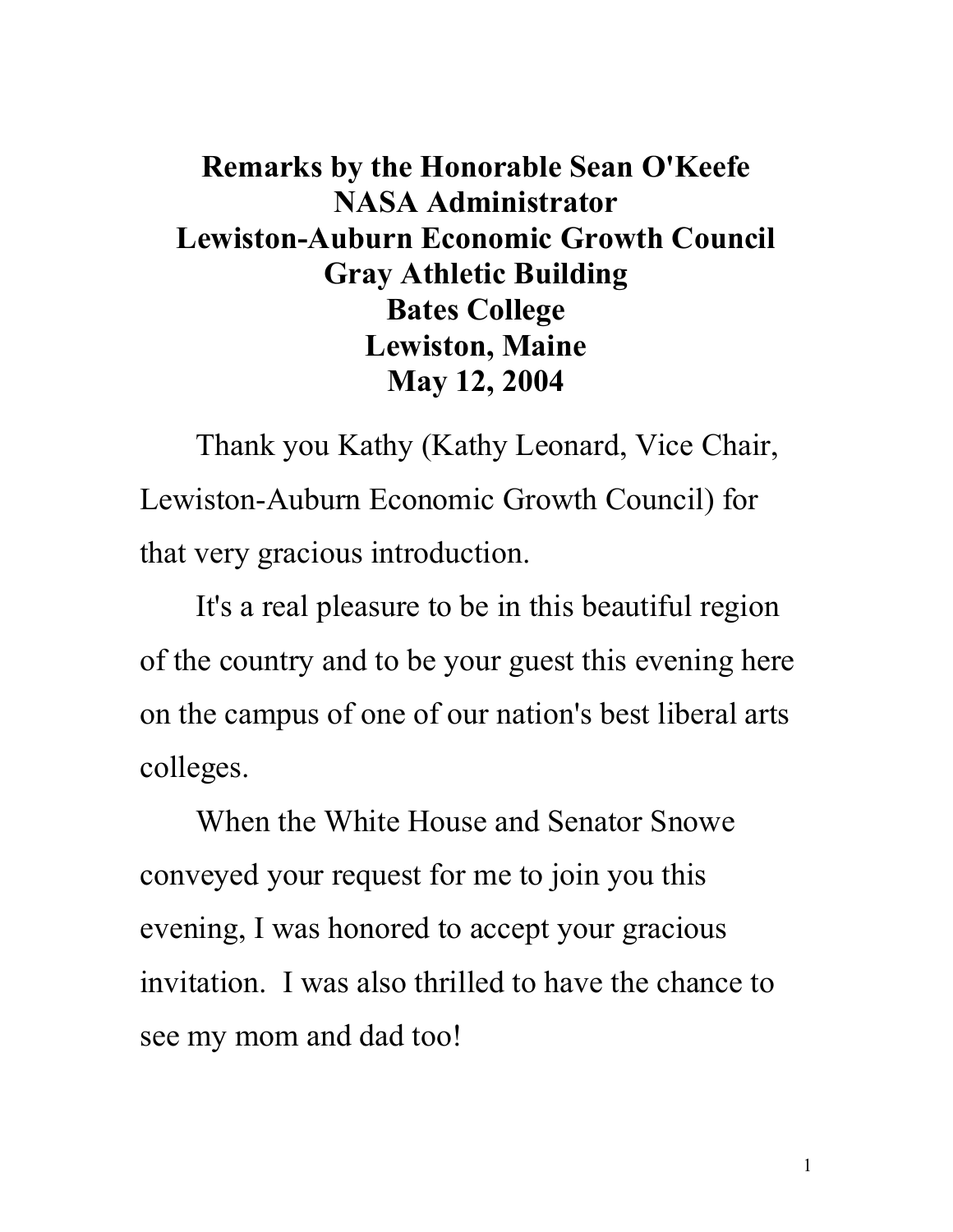# Remarks by the Honorable Sean O'Keefe
## NASA Administrator
## Lewiston-Auburn Economic Growth Council
## Gray Athletic Building
## Bates College
## Lewiston, Maine
## May 12, 2004

Thank you Kathy (Kathy Leonard, Vice Chair, Lewiston-Auburn Economic Growth Council) for that very gracious introduction.

It's a real pleasure to be in this beautiful region of the country and to be your guest this evening here on the campus of one of our nation's best liberal arts colleges.

When the White House and Senator Snowe conveyed your request for me to join you this evening, I was honored to accept your gracious invitation. I was also thrilled to have the chance to see my mom and dad too!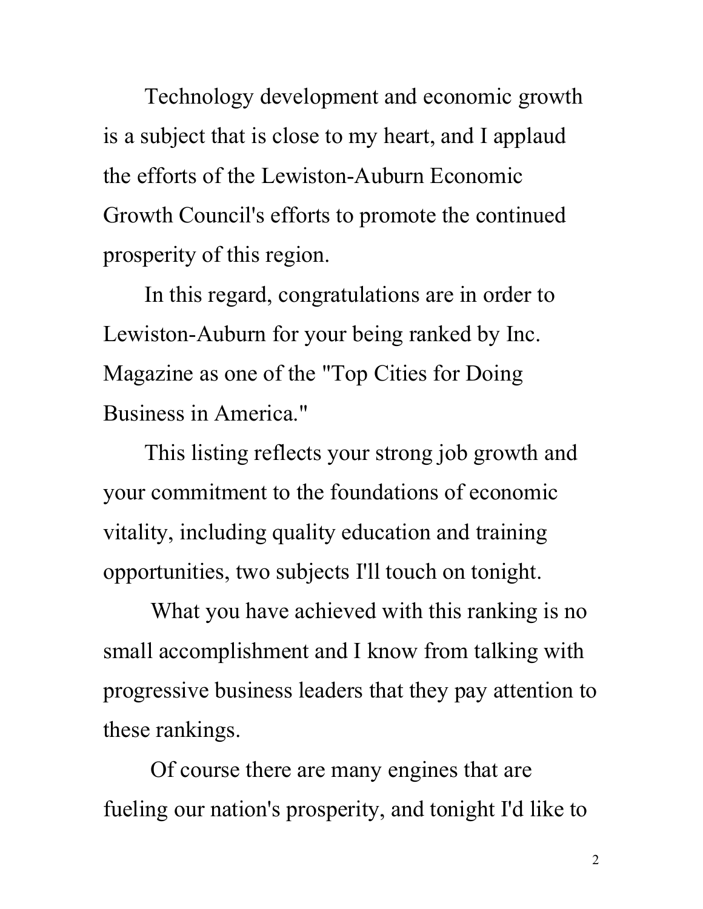Technology development and economic growth is a subject that is close to my heart, and I applaud the efforts of the Lewiston-Auburn Economic Growth Council's efforts to promote the continued prosperity of this region.

In this regard, congratulations are in order to Lewiston-Auburn for your being ranked by Inc. Magazine as one of the "Top Cities for Doing Business in America."

This listing reflects your strong job growth and your commitment to the foundations of economic vitality, including quality education and training opportunities, two subjects I'll touch on tonight.

What you have achieved with this ranking is no small accomplishment and I know from talking with progressive business leaders that they pay attention to these rankings.

Of course there are many engines that are fueling our nation's prosperity, and tonight I'd like to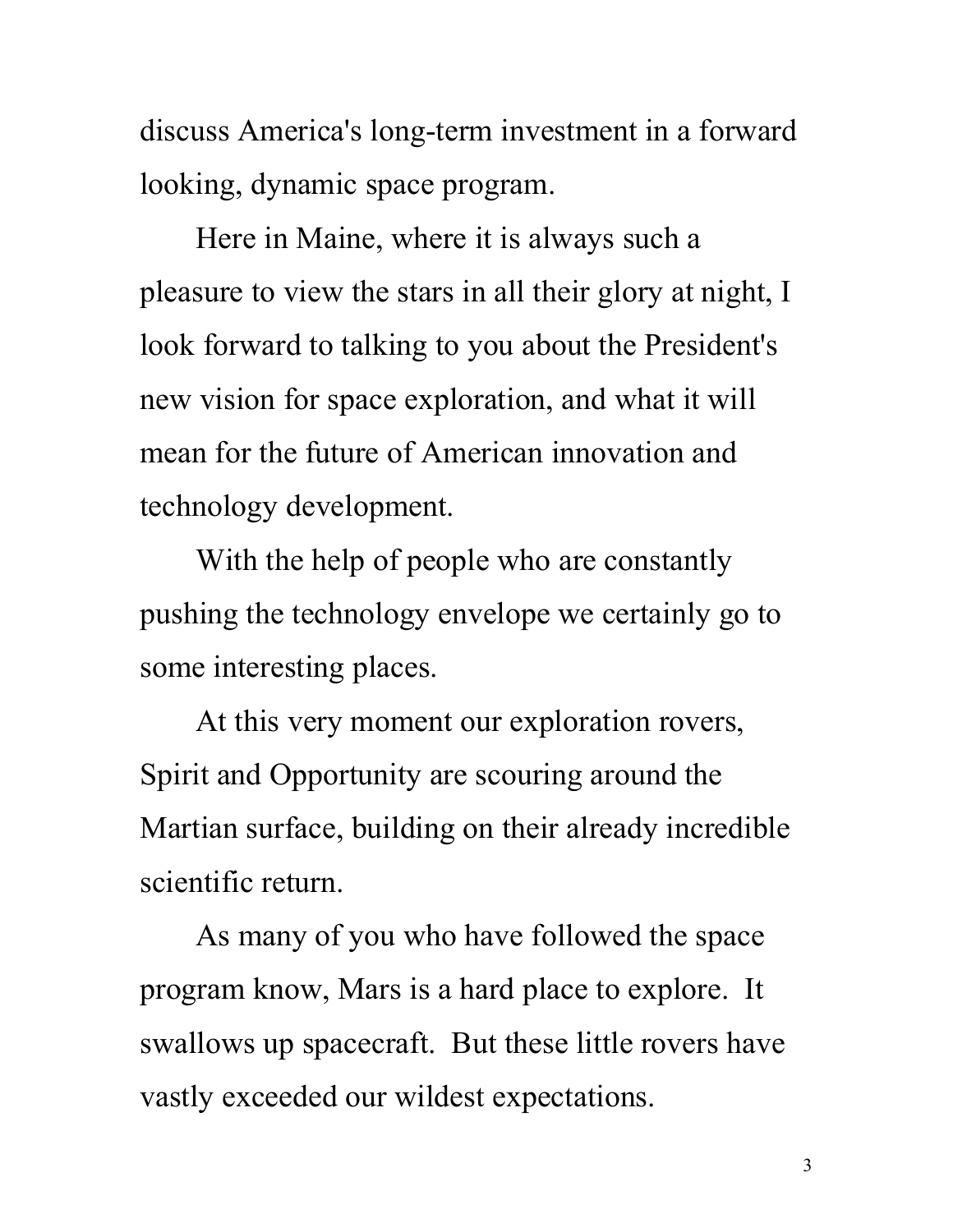discuss America's long-term investment in a forward looking, dynamic space program.

Here in Maine, where it is always such a pleasure to view the stars in all their glory at night, I look forward to talking to you about the President's new vision for space exploration, and what it will mean for the future of American innovation and technology development.

With the help of people who are constantly pushing the technology envelope we certainly go to some interesting places.

At this very moment our exploration rovers, Spirit and Opportunity are scouring around the Martian surface, building on their already incredible scientific return.

As many of you who have followed the space program know, Mars is a hard place to explore. It swallows up spacecraft. But these little rovers have vastly exceeded our wildest expectations.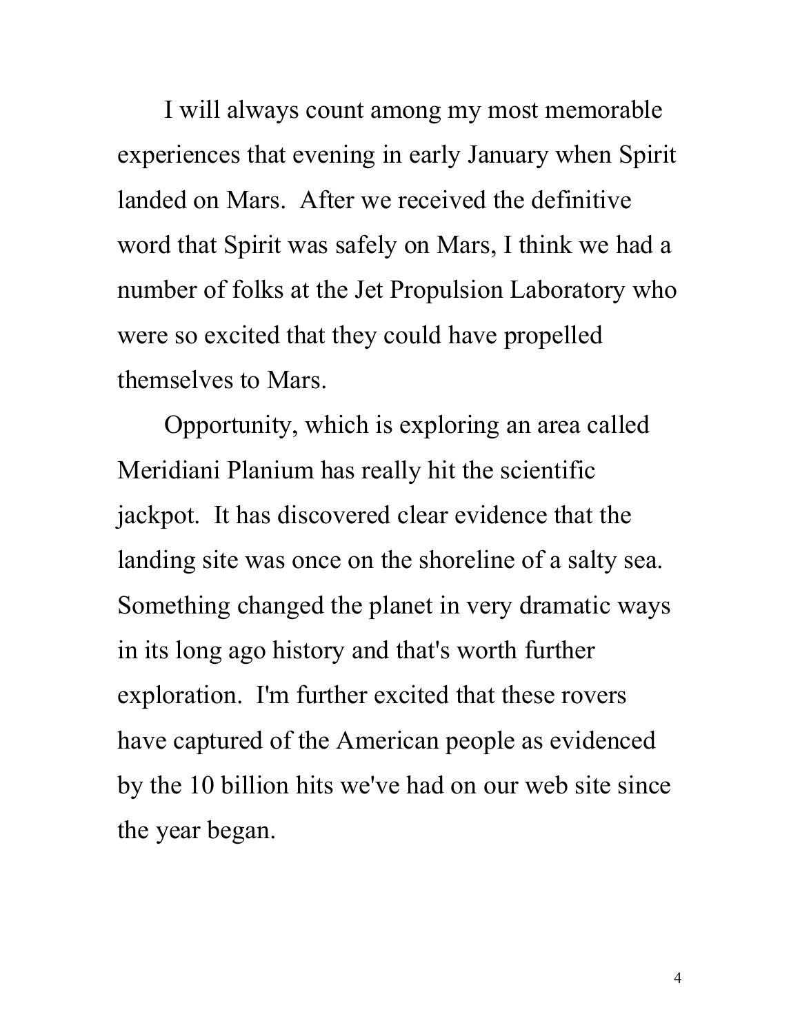I will always count among my most memorable experiences that evening in early January when Spirit landed on Mars. After we received the definitive word that Spirit was safely on Mars, I think we had a number of folks at the Jet Propulsion Laboratory who were so excited that they could have propelled themselves to Mars.

Opportunity, which is exploring an area called Meridiani Planium has really hit the scientific jackpot. It has discovered clear evidence that the landing site was once on the shoreline of a salty sea. Something changed the planet in very dramatic ways in its long ago history and that's worth further exploration. I'm further excited that these rovers have captured of the American people as evidenced by the 10 billion hits we've had on our web site since the year began.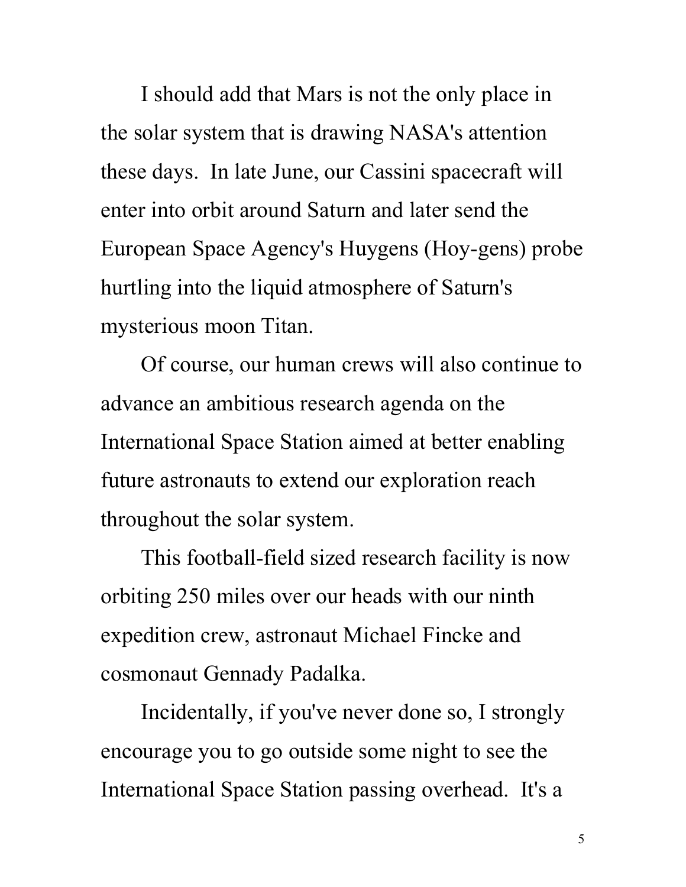I should add that Mars is not the only place in the solar system that is drawing NASA's attention these days. In late June, our Cassini spacecraft will enter into orbit around Saturn and later send the European Space Agency's Huygens (Hoy-gens) probe hurtling into the liquid atmosphere of Saturn's mysterious moon Titan.

Of course, our human crews will also continue to advance an ambitious research agenda on the International Space Station aimed at better enabling future astronauts to extend our exploration reach throughout the solar system.

This football-field sized research facility is now orbiting 250 miles over our heads with our ninth expedition crew, astronaut Michael Fincke and cosmonaut Gennady Padalka.

Incidentally, if you've never done so, I strongly encourage you to go outside some night to see the International Space Station passing overhead. It's a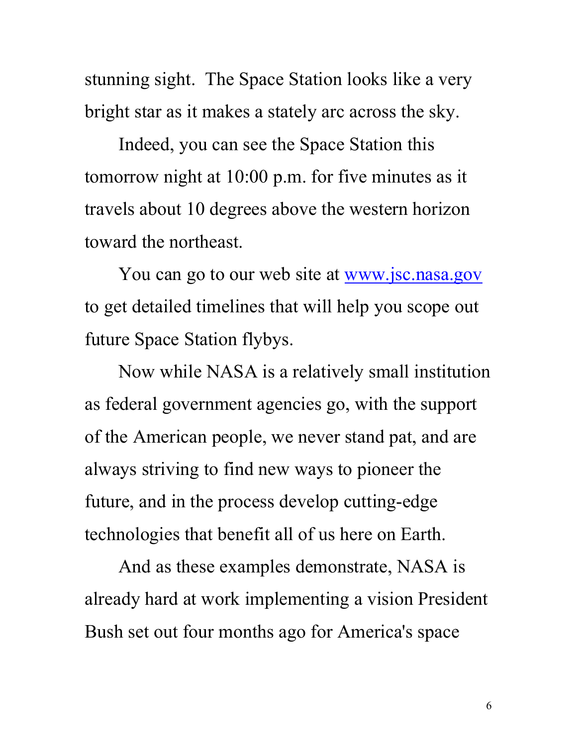stunning sight. The Space Station looks like a very bright star as it makes a stately arc across the sky.

Indeed, you can see the Space Station this tomorrow night at 10:00 p.m. for five minutes as it travels about 10 degrees above the western horizon toward the northeast.

You can go to our web site at [www.jsc.nasa.gov](http://www.jsc.nasa.gov) to get detailed timelines that will help you scope out future Space Station flybys.

Now while NASA is a relatively small institution as federal government agencies go, with the support of the American people, we never stand pat, and are always striving to find new ways to pioneer the future, and in the process develop cutting-edge technologies that benefit all of us here on Earth.

And as these examples demonstrate, NASA is already hard at work implementing a vision President Bush set out four months ago for America's space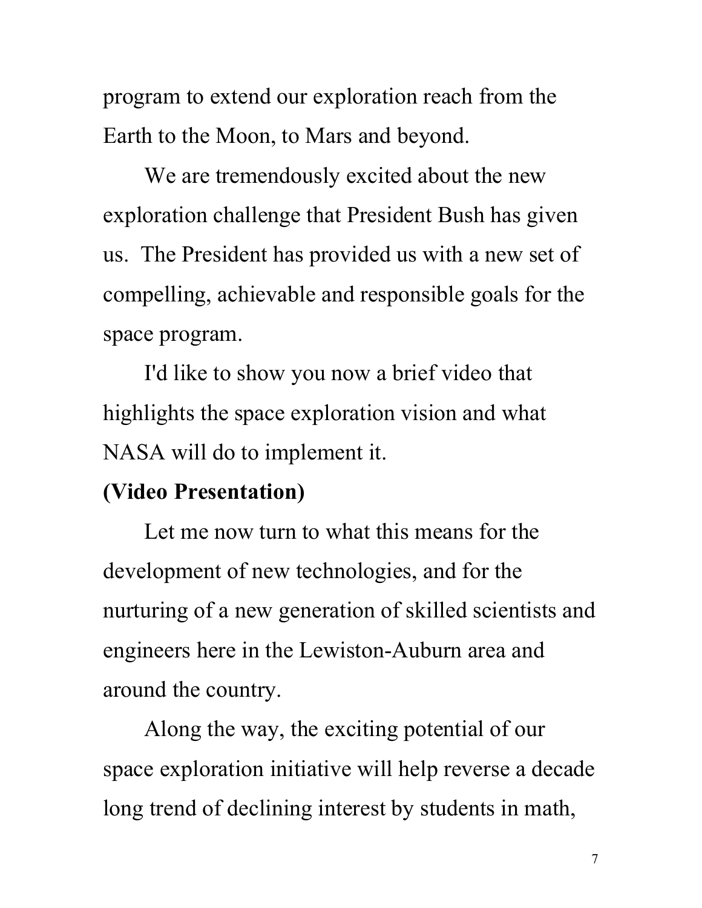program to extend our exploration reach from the Earth to the Moon, to Mars and beyond.

We are tremendously excited about the new exploration challenge that President Bush has given us. The President has provided us with a new set of compelling, achievable and responsible goals for the space program.

I'd like to show you now a brief video that highlights the space exploration vision and what NASA will do to implement it.

**(Video Presentation)**

Let me now turn to what this means for the development of new technologies, and for the nurturing of a new generation of skilled scientists and engineers here in the Lewiston-Auburn area and around the country.

Along the way, the exciting potential of our space exploration initiative will help reverse a decade long trend of declining interest by students in math,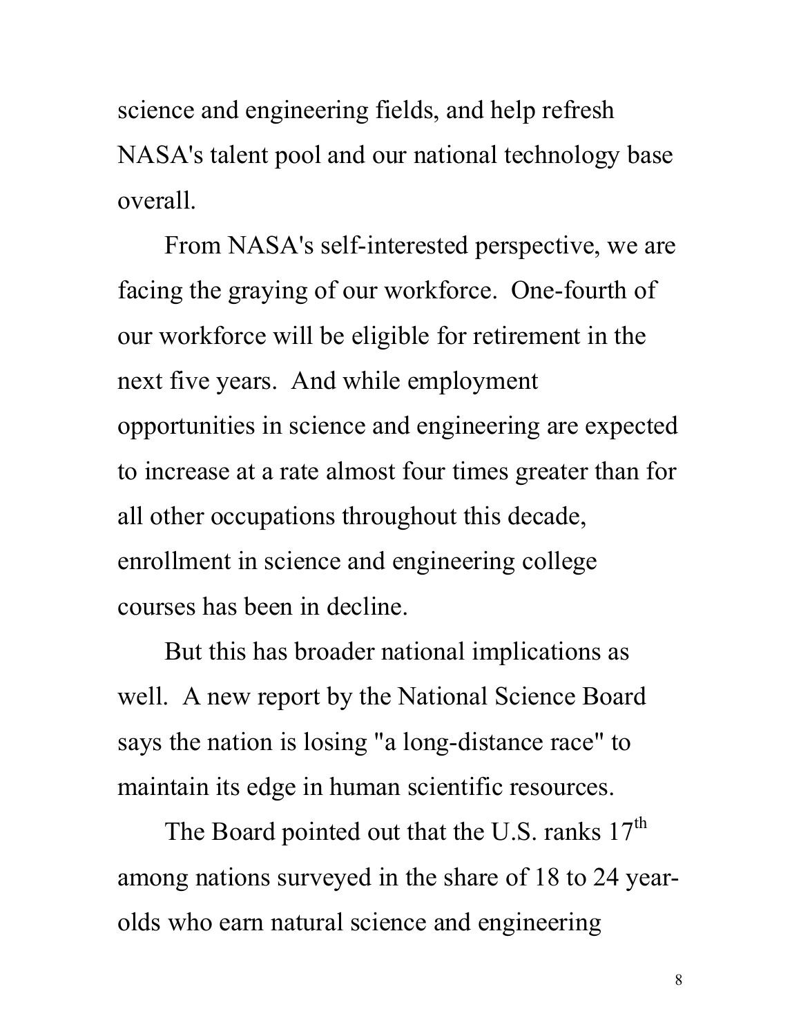science and engineering fields, and help refresh NASA's talent pool and our national technology base overall.

From NASA's self-interested perspective, we are facing the graying of our workforce. One-fourth of our workforce will be eligible for retirement in the next five years. And while employment opportunities in science and engineering are expected to increase at a rate almost four times greater than for all other occupations throughout this decade, enrollment in science and engineering college courses has been in decline.

But this has broader national implications as well. A new report by the National Science Board says the nation is losing "a long-distance race" to maintain its edge in human scientific resources.

The Board pointed out that the U.S. ranks 17th among nations surveyed in the share of 18 to 24 year-olds who earn natural science and engineering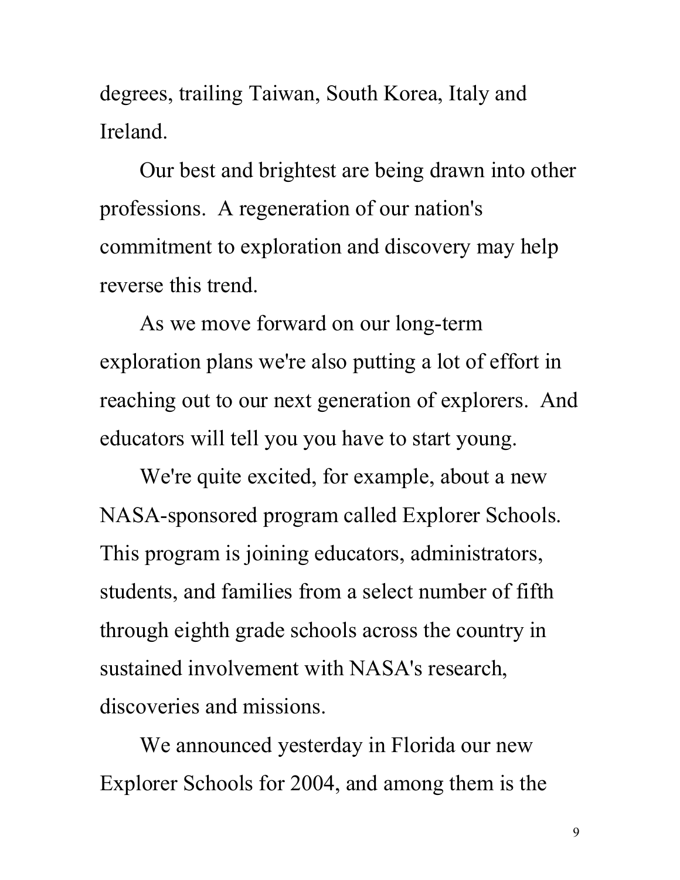degrees, trailing Taiwan, South Korea, Italy and Ireland.

Our best and brightest are being drawn into other professions. A regeneration of our nation's commitment to exploration and discovery may help reverse this trend.

As we move forward on our long-term exploration plans we're also putting a lot of effort in reaching out to our next generation of explorers. And educators will tell you you have to start young.

We're quite excited, for example, about a new NASA-sponsored program called Explorer Schools. This program is joining educators, administrators, students, and families from a select number of fifth through eighth grade schools across the country in sustained involvement with NASA's research, discoveries and missions.

We announced yesterday in Florida our new Explorer Schools for 2004, and among them is the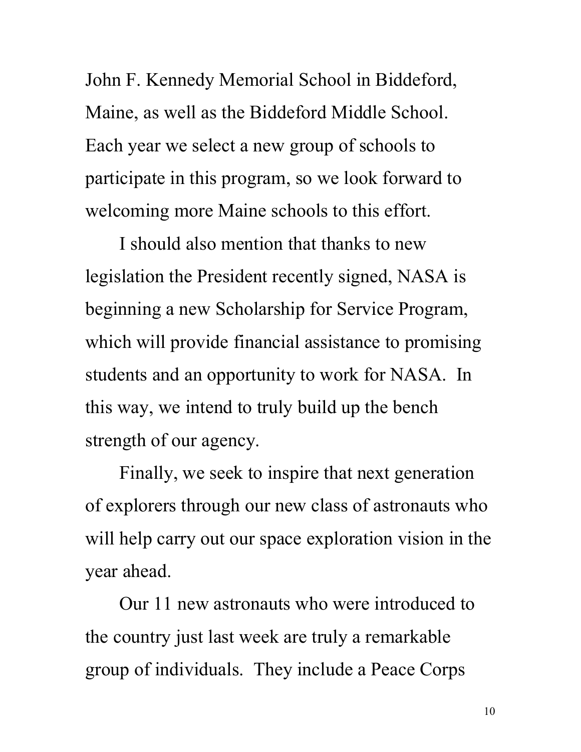John F. Kennedy Memorial School in Biddeford, Maine, as well as the Biddeford Middle School. Each year we select a new group of schools to participate in this program, so we look forward to welcoming more Maine schools to this effort.

I should also mention that thanks to new legislation the President recently signed, NASA is beginning a new Scholarship for Service Program, which will provide financial assistance to promising students and an opportunity to work for NASA. In this way, we intend to truly build up the bench strength of our agency.

Finally, we seek to inspire that next generation of explorers through our new class of astronauts who will help carry out our space exploration vision in the year ahead.

Our 11 new astronauts who were introduced to the country just last week are truly a remarkable group of individuals. They include a Peace Corps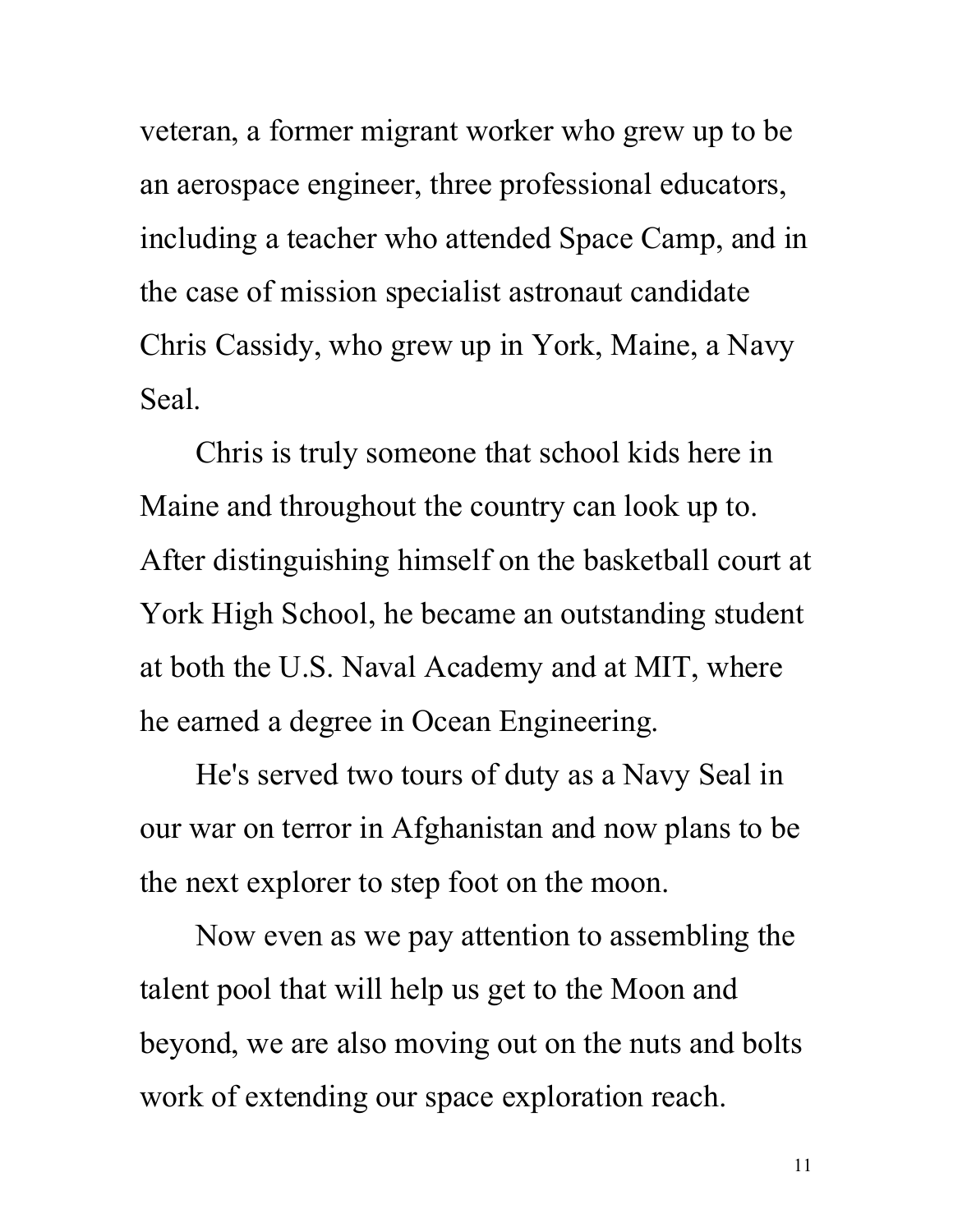veteran, a former migrant worker who grew up to be an aerospace engineer, three professional educators, including a teacher who attended Space Camp, and in the case of mission specialist astronaut candidate Chris Cassidy, who grew up in York, Maine, a Navy Seal.

Chris is truly someone that school kids here in Maine and throughout the country can look up to. After distinguishing himself on the basketball court at York High School, he became an outstanding student at both the U.S. Naval Academy and at MIT, where he earned a degree in Ocean Engineering.

He's served two tours of duty as a Navy Seal in our war on terror in Afghanistan and now plans to be the next explorer to step foot on the moon.

Now even as we pay attention to assembling the talent pool that will help us get to the Moon and beyond, we are also moving out on the nuts and bolts work of extending our space exploration reach.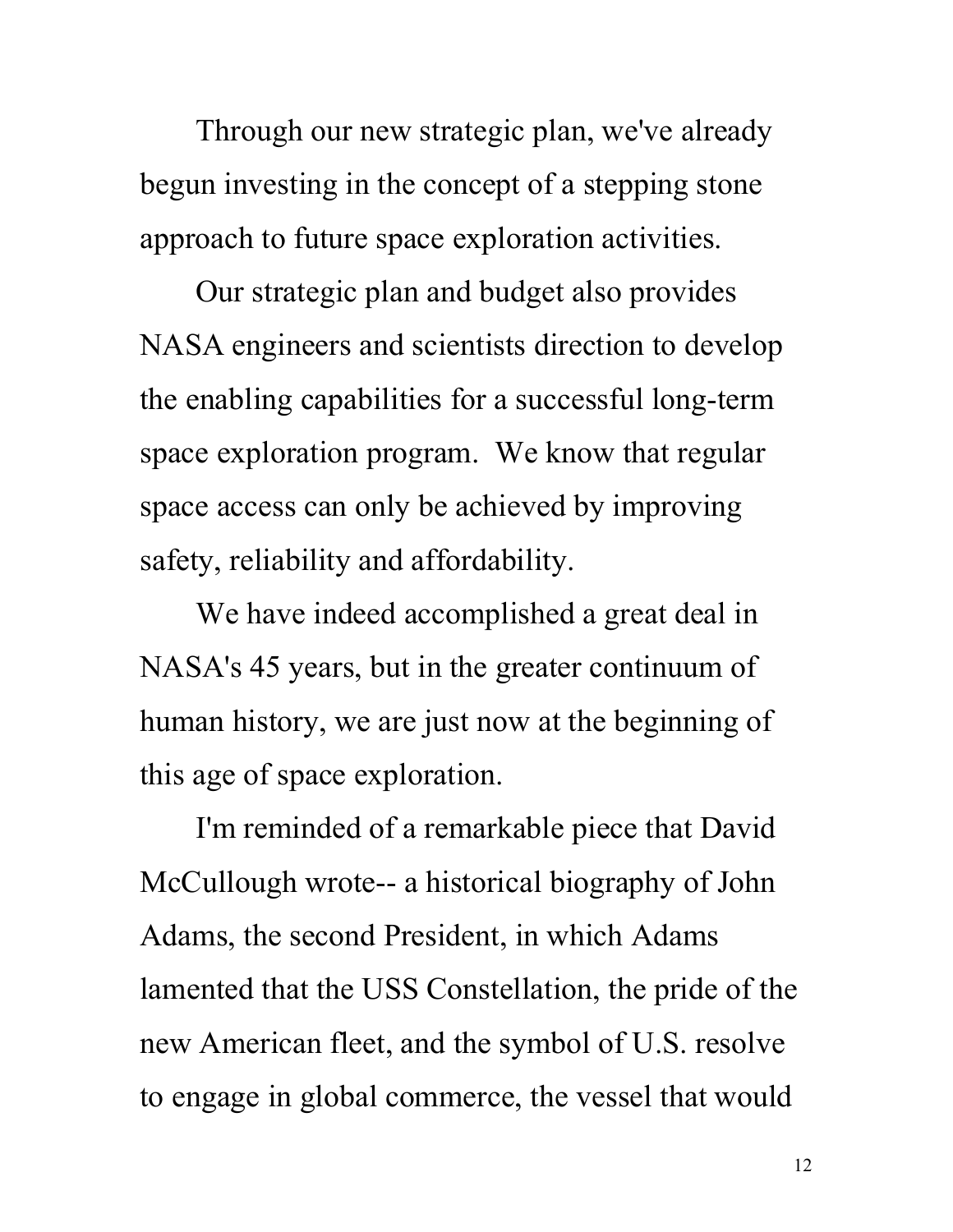Through our new strategic plan, we've already begun investing in the concept of a stepping stone approach to future space exploration activities.

Our strategic plan and budget also provides NASA engineers and scientists direction to develop the enabling capabilities for a successful long-term space exploration program. We know that regular space access can only be achieved by improving safety, reliability and affordability.

We have indeed accomplished a great deal in NASA's 45 years, but in the greater continuum of human history, we are just now at the beginning of this age of space exploration.

I'm reminded of a remarkable piece that David McCullough wrote-- a historical biography of John Adams, the second President, in which Adams lamented that the USS Constellation, the pride of the new American fleet, and the symbol of U.S. resolve to engage in global commerce, the vessel that would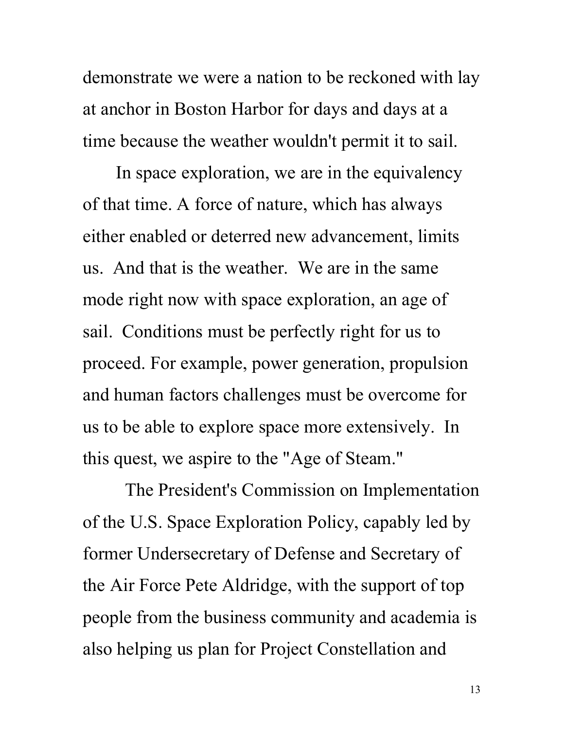demonstrate we were a nation to be reckoned with lay at anchor in Boston Harbor for days and days at a time because the weather wouldn't permit it to sail.

In space exploration, we are in the equivalency of that time. A force of nature, which has always either enabled or deterred new advancement, limits us. And that is the weather. We are in the same mode right now with space exploration, an age of sail. Conditions must be perfectly right for us to proceed. For example, power generation, propulsion and human factors challenges must be overcome for us to be able to explore space more extensively. In this quest, we aspire to the "Age of Steam."

The President's Commission on Implementation of the U.S. Space Exploration Policy, capably led by former Undersecretary of Defense and Secretary of the Air Force Pete Aldridge, with the support of top people from the business community and academia is also helping us plan for Project Constellation and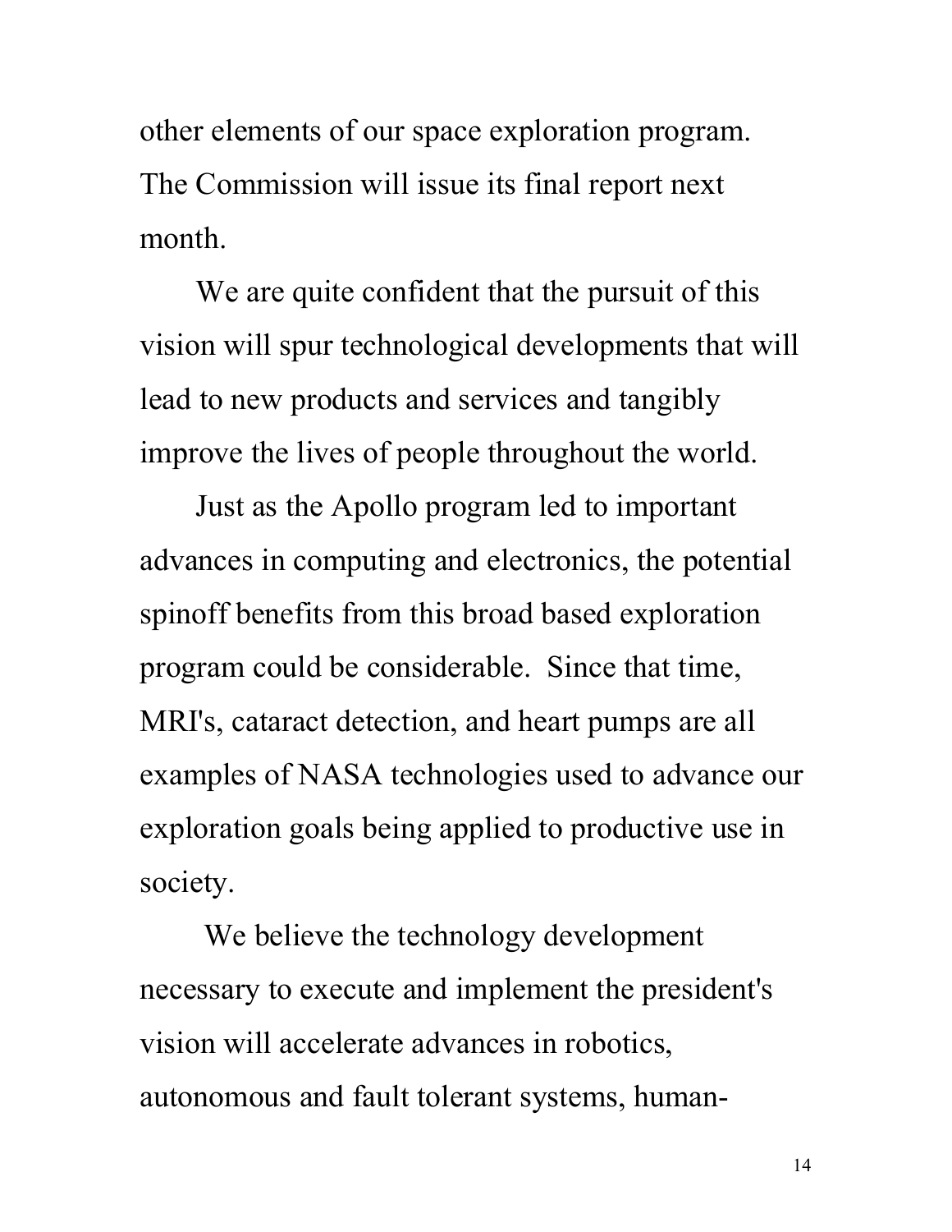other elements of our space exploration program. The Commission will issue its final report next month.

We are quite confident that the pursuit of this vision will spur technological developments that will lead to new products and services and tangibly improve the lives of people throughout the world.

Just as the Apollo program led to important advances in computing and electronics, the potential spinoff benefits from this broad based exploration program could be considerable. Since that time, MRI's, cataract detection, and heart pumps are all examples of NASA technologies used to advance our exploration goals being applied to productive use in society.

We believe the technology development necessary to execute and implement the president's vision will accelerate advances in robotics, autonomous and fault tolerant systems, human-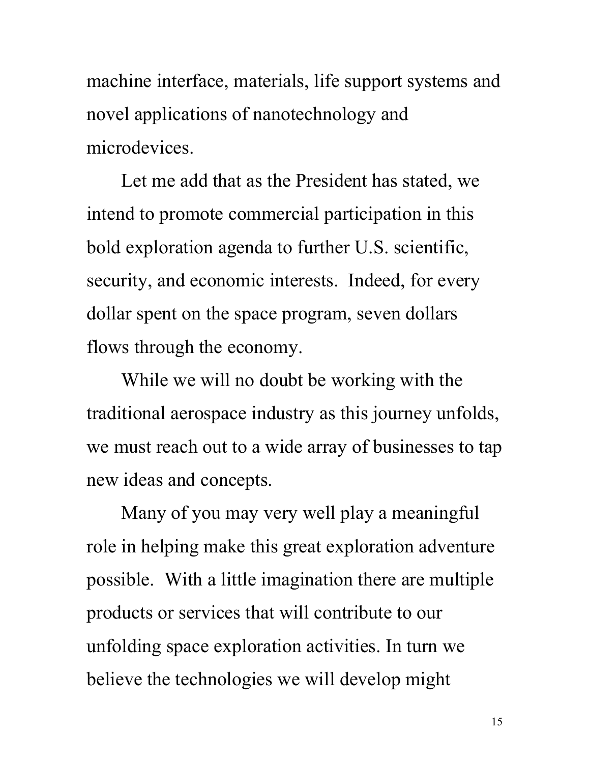machine interface, materials, life support systems and novel applications of nanotechnology and microdevices.

Let me add that as the President has stated, we intend to promote commercial participation in this bold exploration agenda to further U.S. scientific, security, and economic interests. Indeed, for every dollar spent on the space program, seven dollars flows through the economy.

While we will no doubt be working with the traditional aerospace industry as this journey unfolds, we must reach out to a wide array of businesses to tap new ideas and concepts.

Many of you may very well play a meaningful role in helping make this great exploration adventure possible. With a little imagination there are multiple products or services that will contribute to our unfolding space exploration activities. In turn we believe the technologies we will develop might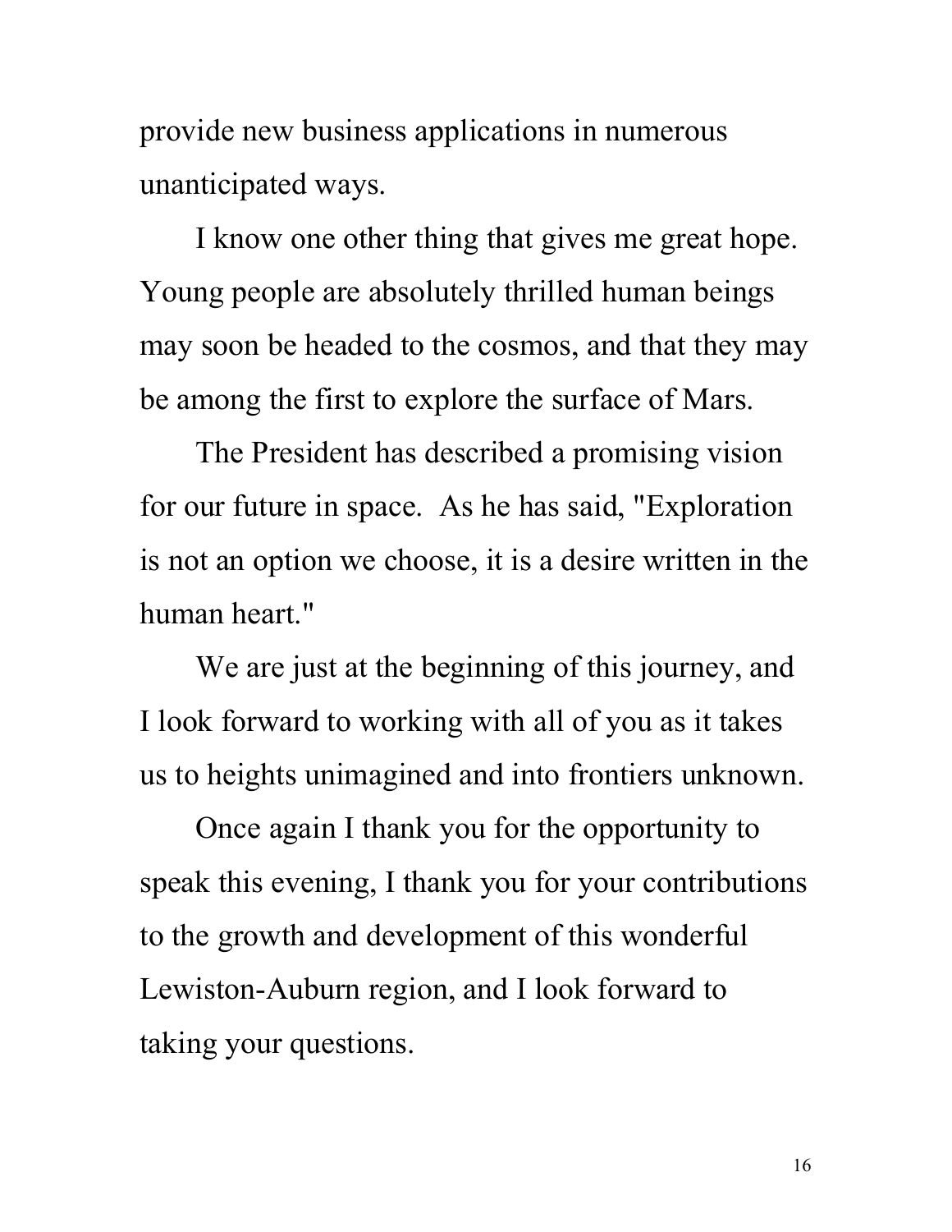provide new business applications in numerous unanticipated ways.

I know one other thing that gives me great hope. Young people are absolutely thrilled human beings may soon be headed to the cosmos, and that they may be among the first to explore the surface of Mars.

The President has described a promising vision for our future in space. As he has said, "Exploration is not an option we choose, it is a desire written in the human heart."

We are just at the beginning of this journey, and I look forward to working with all of you as it takes us to heights unimagined and into frontiers unknown.

Once again I thank you for the opportunity to speak this evening, I thank you for your contributions to the growth and development of this wonderful Lewiston-Auburn region, and I look forward to taking your questions.